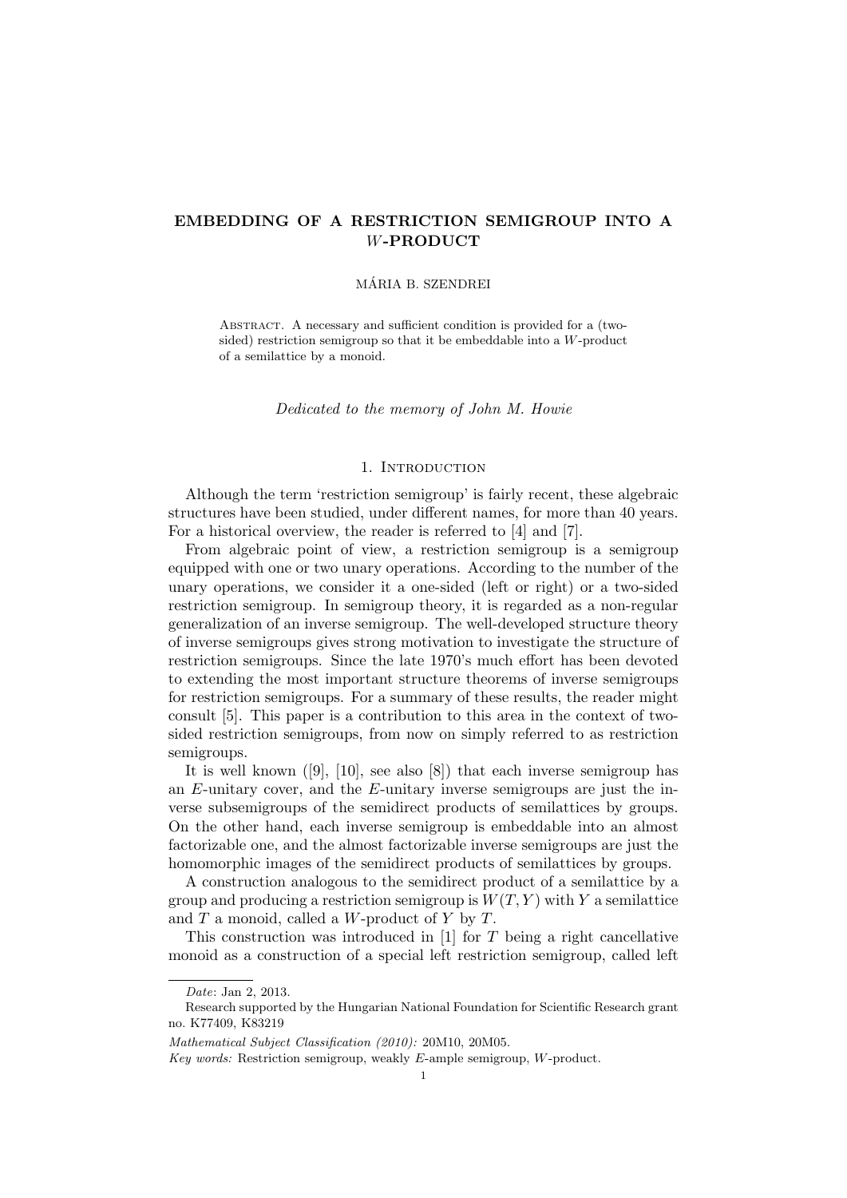# EMBEDDING OF A RESTRICTION SEMIGROUP INTO A $W$-PRODUCT

MÁRIA B. SZENDREI

ABSTRACT. A necessary and sufficient condition is provided for a (two-sided) restriction semigroup so that it be embeddable into a $W$-product of a semilattice by a monoid.

*Dedicated to the memory of John M. Howie*

## 1. INTRODUCTION

Although the term 'restriction semigroup' is fairly recent, these algebraic structures have been studied, under different names, for more than 40 years. For a historical overview, the reader is referred to [4] and [7].

From algebraic point of view, a restriction semigroup is a semigroup equipped with one or two unary operations. According to the number of the unary operations, we consider it a one-sided (left or right) or a two-sided restriction semigroup. In semigroup theory, it is regarded as a non-regular generalization of an inverse semigroup. The well-developed structure theory of inverse semigroups gives strong motivation to investigate the structure of restriction semigroups. Since the late 1970's much effort has been devoted to extending the most important structure theorems of inverse semigroups for restriction semigroups. For a summary of these results, the reader might consult [5]. This paper is a contribution to this area in the context of two-sided restriction semigroups, from now on simply referred to as restriction semigroups.

It is well known ([9], [10], see also [8]) that each inverse semigroup has an $E$-unitary cover, and the $E$-unitary inverse semigroups are just the inverse subsemigroups of the semidirect products of semilattices by groups. On the other hand, each inverse semigroup is embeddable into an almost factorizable one, and the almost factorizable inverse semigroups are just the homomorphic images of the semidirect products of semilattices by groups.

A construction analogous to the semidirect product of a semilattice by a group and producing a restriction semigroup is $W(T, Y)$ with $Y$ a semilattice and $T$ a monoid, called a $W$-product of $Y$ by $T$.

This construction was introduced in [1] for $T$ being a right cancellative monoid as a construction of a special left restriction semigroup, called left

---

*Date*: Jan 2, 2013.

Research supported by the Hungarian National Foundation for Scientific Research grant no. K77409, K83219

*Mathematical Subject Classification (2010):* 20M10, 20M05.

*Key words:* Restriction semigroup, weakly $E$-ample semigroup, $W$-product.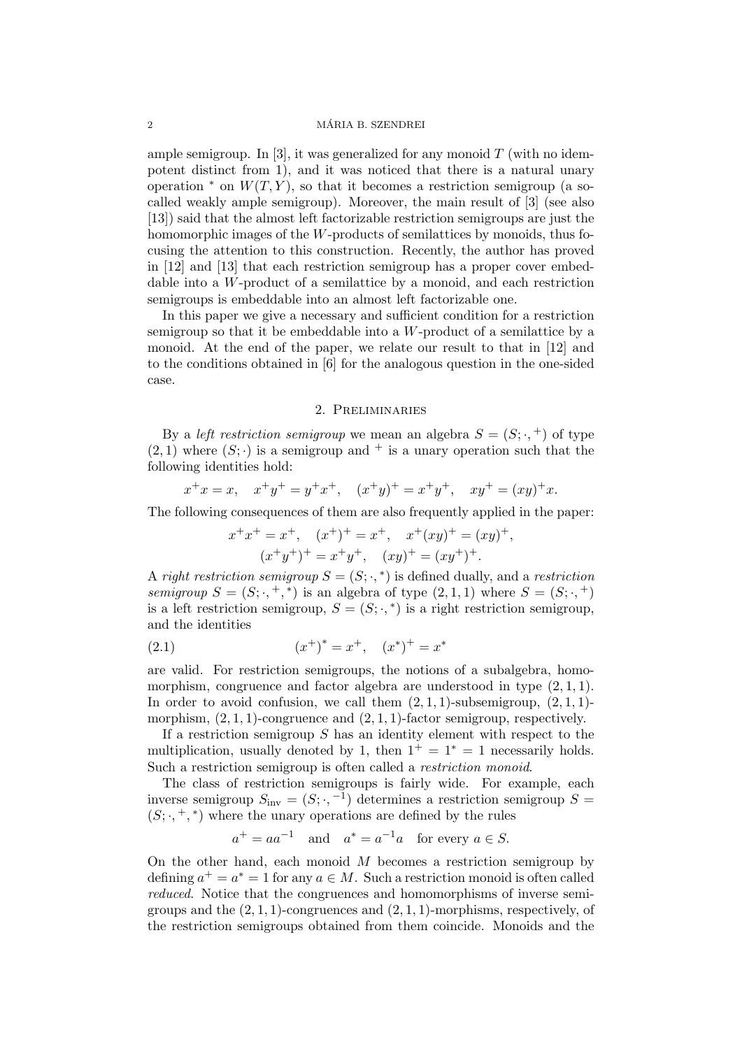ample semigroup. In [3], it was generalized for any monoid $T$ (with no idempotent distinct from 1), and it was noticed that there is a natural unary operation $^*$ on $W(T,Y)$, so that it becomes a restriction semigroup (a so-called weakly ample semigroup). Moreover, the main result of [3] (see also [13]) said that the almost left factorizable restriction semigroups are just the homomorphic images of the $W$-products of semilattices by monoids, thus focusing the attention to this construction. Recently, the author has proved in [12] and [13] that each restriction semigroup has a proper cover embeddable into a $W$-product of a semilattice by a monoid, and each restriction semigroups is embeddable into an almost left factorizable one.

In this paper we give a necessary and sufficient condition for a restriction semigroup so that it be embeddable into a $W$-product of a semilattice by a monoid. At the end of the paper, we relate our result to that in [12] and to the conditions obtained in [6] for the analogous question in the one-sided case.

## 2. Preliminaries

By a *left restriction semigroup* we mean an algebra $S = (S; \cdot, ^+)$ of type $(2,1)$ where $(S; \cdot)$ is a semigroup and $^+$ is a unary operation such that the following identities hold:

$$x^+x = x, \quad x^+y^+ = y^+x^+, \quad (x^+y)^+ = x^+y^+, \quad xy^+ = (xy)^+x.$$

The following consequences of them are also frequently applied in the paper:

$$x^+x^+ = x^+, \quad (x^+)^+ = x^+, \quad x^+(xy)^+ = (xy)^+,$$
$$(x^+y^+)^+ = x^+y^+, \quad (xy)^+ = (xy^+)^+.$$

A *right restriction semigroup* $S = (S; \cdot, ^*)$ is defined dually, and a *restriction semigroup* $S = (S; \cdot, ^+, ^*)$ is an algebra of type $(2,1,1)$ where $S = (S; \cdot, ^+)$ is a left restriction semigroup, $S = (S; \cdot, ^*)$ is a right restriction semigroup, and the identities

$$(x^+)^* = x^+, \quad (x^*)^+ = x^* \tag{2.1}$$

are valid. For restriction semigroups, the notions of a subalgebra, homomorphism, congruence and factor algebra are understood in type $(2,1,1)$. In order to avoid confusion, we call them $(2,1,1)$-subsemigroup, $(2,1,1)$-morphism, $(2,1,1)$-congruence and $(2,1,1)$-factor semigroup, respectively.

If a restriction semigroup $S$ has an identity element with respect to the multiplication, usually denoted by 1, then $1^+ = 1^* = 1$ necessarily holds. Such a restriction semigroup is often called a *restriction monoid*.

The class of restriction semigroups is fairly wide. For example, each inverse semigroup $S_{\mathrm{inv}} = (S; \cdot, ^{-1})$ determines a restriction semigroup $S = (S; \cdot, ^+, ^*)$ where the unary operations are defined by the rules

$$a^+ = aa^{-1} \quad \text{and} \quad a^* = a^{-1}a \quad \text{for every } a \in S.$$

On the other hand, each monoid $M$ becomes a restriction semigroup by defining $a^+ = a^* = 1$ for any $a \in M$. Such a restriction monoid is often called *reduced*. Notice that the congruences and homomorphisms of inverse semigroups and the $(2,1,1)$-congruences and $(2,1,1)$-morphisms, respectively, of the restriction semigroups obtained from them coincide. Monoids and the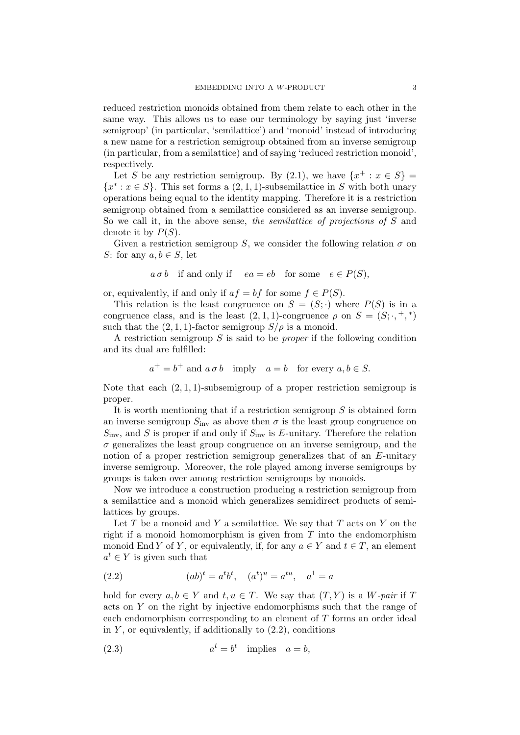reduced restriction monoids obtained from them relate to each other in the same way. This allows us to ease our terminology by saying just 'inverse semigroup' (in particular, 'semilattice') and 'monoid' instead of introducing a new name for a restriction semigroup obtained from an inverse semigroup (in particular, from a semilattice) and of saying 'reduced restriction monoid', respectively.

Let $S$ be any restriction semigroup. By (2.1), we have $\{x^+ : x \in S\} = \{x^* : x \in S\}$. This set forms a $(2,1,1)$-subsemilattice in $S$ with both unary operations being equal to the identity mapping. Therefore it is a restriction semigroup obtained from a semilattice considered as an inverse semigroup. So we call it, in the above sense, *the semilattice of projections of* $S$ and denote it by $P(S)$.

Given a restriction semigroup $S$, we consider the following relation $\sigma$ on $S$: for any $a, b \in S$, let

$$a \,\sigma\, b \quad \text{if and only if} \quad ea = eb \quad \text{for some} \quad e \in P(S),$$

or, equivalently, if and only if $af = bf$ for some $f \in P(S)$.

This relation is the least congruence on $S = (S; \cdot)$ where $P(S)$ is in a congruence class, and is the least $(2,1,1)$-congruence $\rho$ on $S = (S; \cdot, {}^+, {}^*)$ such that the $(2,1,1)$-factor semigroup $S/\rho$ is a monoid.

A restriction semigroup $S$ is said to be *proper* if the following condition and its dual are fulfilled:

$$a^+ = b^+ \text{ and } a \,\sigma\, b \quad \text{imply} \quad a = b \quad \text{for every } a, b \in S.$$

Note that each $(2,1,1)$-subsemigroup of a proper restriction semigroup is proper.

It is worth mentioning that if a restriction semigroup $S$ is obtained form an inverse semigroup $S_{\mathrm{inv}}$ as above then $\sigma$ is the least group congruence on $S_{\mathrm{inv}}$, and $S$ is proper if and only if $S_{\mathrm{inv}}$ is $E$-unitary. Therefore the relation $\sigma$ generalizes the least group congruence on an inverse semigroup, and the notion of a proper restriction semigroup generalizes that of an $E$-unitary inverse semigroup. Moreover, the role played among inverse semigroups by groups is taken over among restriction semigroups by monoids.

Now we introduce a construction producing a restriction semigroup from a semilattice and a monoid which generalizes semidirect products of semilattices by groups.

Let $T$ be a monoid and $Y$ a semilattice. We say that $T$ acts on $Y$ on the right if a monoid homomorphism is given from $T$ into the endomorphism monoid $\operatorname{End} Y$ of $Y$, or equivalently, if, for any $a \in Y$ and $t \in T$, an element $a^t \in Y$ is given such that

$$(ab)^t = a^t b^t, \quad (a^t)^u = a^{tu}, \quad a^1 = a \tag{2.2}$$

hold for every $a, b \in Y$ and $t, u \in T$. We say that $(T, Y)$ is a *W-pair* if $T$ acts on $Y$ on the right by injective endomorphisms such that the range of each endomorphism corresponding to an element of $T$ forms an order ideal in $Y$, or equivalently, if additionally to (2.2), conditions

$$a^t = b^t \quad \text{implies} \quad a = b, \tag{2.3}$$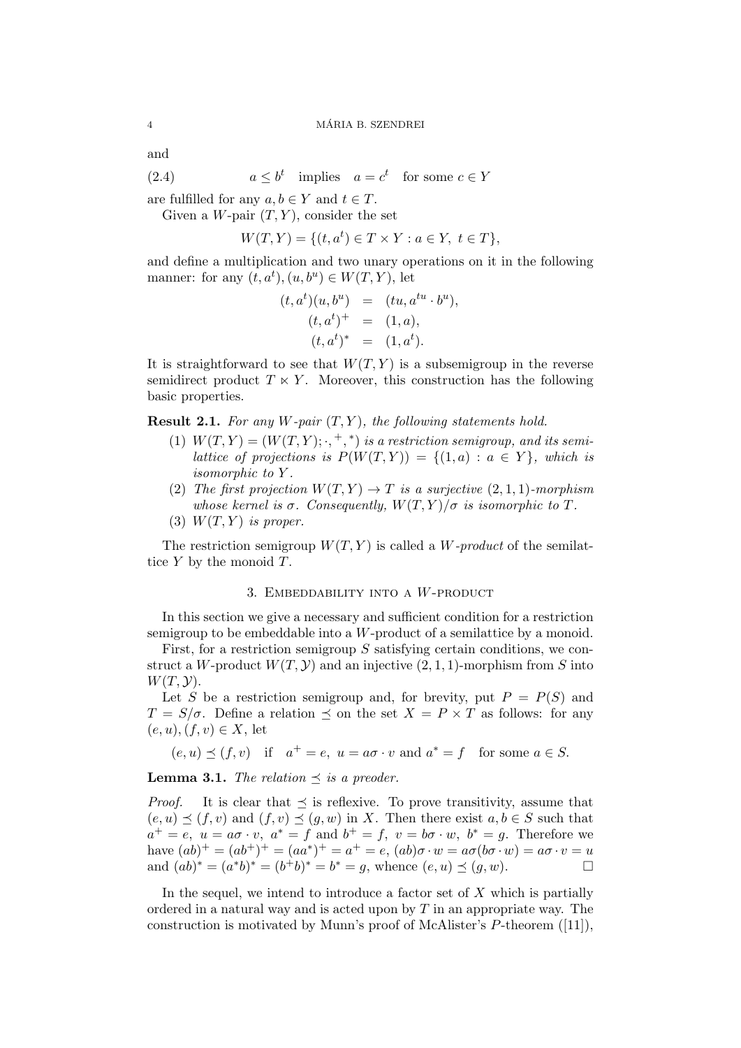and

$$a \leq b^t \quad \text{implies} \quad a = c^t \quad \text{for some } c \in Y \tag{2.4}$$

are fulfilled for any $a, b \in Y$ and $t \in T$.

Given a $W$-pair $(T, Y)$, consider the set

$$W(T, Y) = \{(t, a^t) \in T \times Y : a \in Y,\ t \in T\},$$

and define a multiplication and two unary operations on it in the following manner: for any $(t, a^t), (u, b^u) \in W(T, Y)$, let

$$\begin{aligned}
(t, a^t)(u, b^u) &= (tu, a^{tu} \cdot b^u), \\
(t, a^t)^+ &= (1, a), \\
(t, a^t)^* &= (1, a^t).
\end{aligned}$$

It is straightforward to see that $W(T, Y)$ is a subsemigroup in the reverse semidirect product $T \ltimes Y$. Moreover, this construction has the following basic properties.

**Result 2.1.** *For any $W$-pair $(T, Y)$, the following statements hold.*

1. *$W(T, Y) = (W(T, Y); \cdot, {}^+, {}^*)$ is a restriction semigroup, and its semilattice of projections is $P(W(T, Y)) = \{(1, a) : a \in Y\}$, which is isomorphic to $Y$.*
2. *The first projection $W(T, Y) \to T$ is a surjective $(2, 1, 1)$-morphism whose kernel is $\sigma$. Consequently, $W(T, Y)/\sigma$ is isomorphic to $T$.*
3. *$W(T, Y)$ is proper.*

The restriction semigroup $W(T, Y)$ is called a *$W$-product* of the semilattice $Y$ by the monoid $T$.

## 3. Embeddability into a $W$-product

In this section we give a necessary and sufficient condition for a restriction semigroup to be embeddable into a $W$-product of a semilattice by a monoid.

First, for a restriction semigroup $S$ satisfying certain conditions, we construct a $W$-product $W(T, \mathcal{Y})$ and an injective $(2, 1, 1)$-morphism from $S$ into $W(T, \mathcal{Y})$.

Let $S$ be a restriction semigroup and, for brevity, put $P = P(S)$ and $T = S/\sigma$. Define a relation $\preceq$ on the set $X = P \times T$ as follows: for any $(e, u), (f, v) \in X$, let

$$(e, u) \preceq (f, v) \quad \text{if} \quad a^+ = e,\ u = a\sigma \cdot v \text{ and } a^* = f \quad \text{for some } a \in S.$$

**Lemma 3.1.** *The relation $\preceq$ is a preoder.*

*Proof.* It is clear that $\preceq$ is reflexive. To prove transitivity, assume that $(e, u) \preceq (f, v)$ and $(f, v) \preceq (g, w)$ in $X$. Then there exist $a, b \in S$ such that $a^+ = e,\ u = a\sigma \cdot v,\ a^* = f$ and $b^+ = f,\ v = b\sigma \cdot w,\ b^* = g$. Therefore we have $(ab)^+ = (ab^+)^+ = (aa^*)^+ = a^+ = e$, $(ab)\sigma \cdot w = a\sigma(b\sigma \cdot w) = a\sigma \cdot v = u$ and $(ab)^* = (a^*b)^* = (b^+b)^* = b^* = g$, whence $(e, u) \preceq (g, w)$. $\square$

In the sequel, we intend to introduce a factor set of $X$ which is partially ordered in a natural way and is acted upon by $T$ in an appropriate way. The construction is motivated by Munn's proof of McAlister's $P$-theorem ([11]),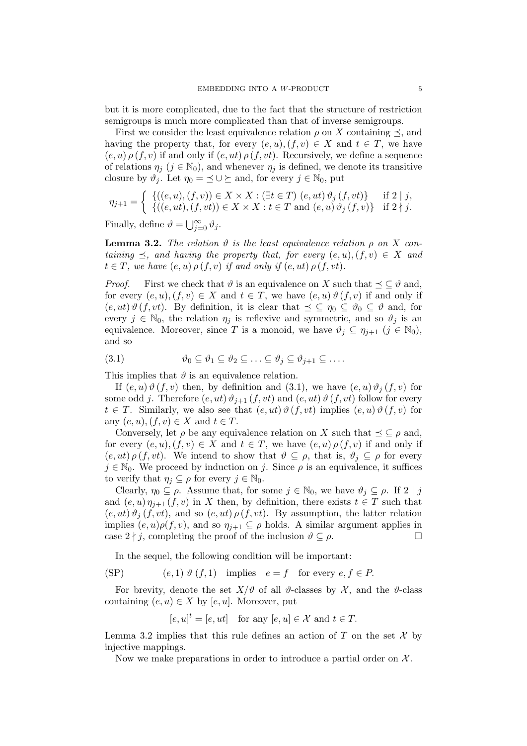but it is more complicated, due to the fact that the structure of restriction semigroups is much more complicated than that of inverse semigroups.

First we consider the least equivalence relation $\rho$ on $X$ containing $\preceq$, and having the property that, for every $(e, u), (f, v) \in X$ and $t \in T$, we have $(e, u)\,\rho\,(f, v)$ if and only if $(e, ut)\,\rho\,(f, vt)$. Recursively, we define a sequence of relations $\eta_j$ ($j \in \mathbb{N}_0$), and whenever $\eta_j$ is defined, we denote its transitive closure by $\vartheta_j$. Let $\eta_0 = \preceq \cup \succeq$ and, for every $j \in \mathbb{N}_0$, put

$$\eta_{j+1} = \begin{cases} \{((e, u), (f, v)) \in X \times X : (\exists t \in T)\ (e, ut)\,\vartheta_j\,(f, vt)\} & \text{if } 2 \mid j, \\ \{((e, ut), (f, vt)) \in X \times X : t \in T \text{ and } (e, u)\,\vartheta_j\,(f, v)\} & \text{if } 2 \nmid j. \end{cases}$$

Finally, define $\vartheta = \bigcup_{j=0}^{\infty} \vartheta_j$.

**Lemma 3.2.** *The relation $\vartheta$ is the least equivalence relation $\rho$ on $X$ containing $\preceq$, and having the property that, for every $(e, u), (f, v) \in X$ and $t \in T$, we have $(e, u)\,\rho\,(f, v)$ if and only if $(e, ut)\,\rho\,(f, vt)$.*

*Proof.* First we check that $\vartheta$ is an equivalence on $X$ such that $\preceq \subseteq \vartheta$ and, for every $(e, u), (f, v) \in X$ and $t \in T$, we have $(e, u)\,\vartheta\,(f, v)$ if and only if $(e, ut)\,\vartheta\,(f, vt)$. By definition, it is clear that $\preceq \subseteq \eta_0 \subseteq \vartheta_0 \subseteq \vartheta$ and, for every $j \in \mathbb{N}_0$, the relation $\eta_j$ is reflexive and symmetric, and so $\vartheta_j$ is an equivalence. Moreover, since $T$ is a monoid, we have $\vartheta_j \subseteq \eta_{j+1}$ ($j \in \mathbb{N}_0$), and so

$$\vartheta_0 \subseteq \vartheta_1 \subseteq \vartheta_2 \subseteq \ldots \subseteq \vartheta_j \subseteq \vartheta_{j+1} \subseteq \ldots. \tag{3.1}$$

This implies that $\vartheta$ is an equivalence relation.

If $(e, u)\,\vartheta\,(f, v)$ then, by definition and (3.1), we have $(e, u)\,\vartheta_j\,(f, v)$ for some odd $j$. Therefore $(e, ut)\,\vartheta_{j+1}\,(f, vt)$ and $(e, ut)\,\vartheta\,(f, vt)$ follow for every $t \in T$. Similarly, we also see that $(e, ut)\,\vartheta\,(f, vt)$ implies $(e, u)\,\vartheta\,(f, v)$ for any $(e, u), (f, v) \in X$ and $t \in T$.

Conversely, let $\rho$ be any equivalence relation on $X$ such that $\preceq \subseteq \rho$ and, for every $(e, u), (f, v) \in X$ and $t \in T$, we have $(e, u)\,\rho\,(f, v)$ if and only if $(e, ut)\,\rho\,(f, vt)$. We intend to show that $\vartheta \subseteq \rho$, that is, $\vartheta_j \subseteq \rho$ for every $j \in \mathbb{N}_0$. We proceed by induction on $j$. Since $\rho$ is an equivalence, it suffices to verify that $\eta_j \subseteq \rho$ for every $j \in \mathbb{N}_0$.

Clearly, $\eta_0 \subseteq \rho$. Assume that, for some $j \in \mathbb{N}_0$, we have $\vartheta_j \subseteq \rho$. If $2 \mid j$ and $(e, u)\,\eta_{j+1}\,(f, v)$ in $X$ then, by definition, there exists $t \in T$ such that $(e, ut)\,\vartheta_j\,(f, vt)$, and so $(e, ut)\,\rho\,(f, vt)$. By assumption, the latter relation implies $(e, u)\rho(f, v)$, and so $\eta_{j+1} \subseteq \rho$ holds. A similar argument applies in case $2 \nmid j$, completing the proof of the inclusion $\vartheta \subseteq \rho$. $\square$

In the sequel, the following condition will be important:

$$\text{(SP)} \qquad (e, 1)\ \vartheta\ (f, 1) \quad \text{implies} \quad e = f \quad \text{for every } e, f \in P.$$

For brevity, denote the set $X/\vartheta$ of all $\vartheta$-classes by $\mathcal{X}$, and the $\vartheta$-class containing $(e, u) \in X$ by $[e, u]$. Moreover, put

$$[e, u]^t = [e, ut] \quad \text{for any } [e, u] \in \mathcal{X} \text{ and } t \in T.$$

Lemma 3.2 implies that this rule defines an action of $T$ on the set $\mathcal{X}$ by injective mappings.

Now we make preparations in order to introduce a partial order on $\mathcal{X}$.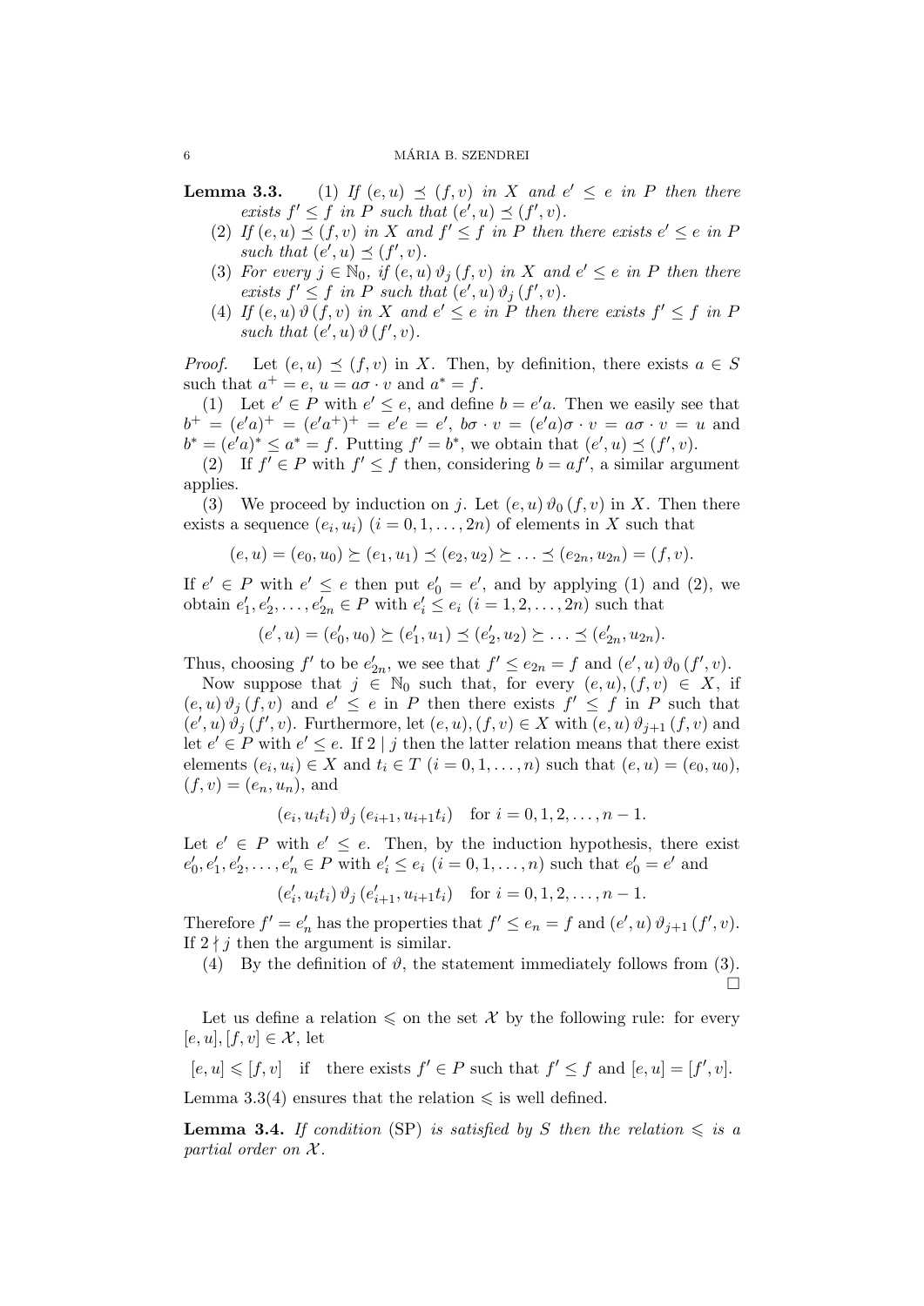**Lemma 3.3.** (1) *If $(e,u) \preceq (f,v)$ in $X$ and $e' \leq e$ in $P$ then there exists $f' \leq f$ in $P$ such that $(e',u) \preceq (f',v)$.*

(2) *If $(e,u) \preceq (f,v)$ in $X$ and $f' \leq f$ in $P$ then there exists $e' \leq e$ in $P$ such that $(e',u) \preceq (f',v)$.*

(3) *For every $j \in \mathbb{N}_0$, if $(e,u)\,\vartheta_j\,(f,v)$ in $X$ and $e' \leq e$ in $P$ then there exists $f' \leq f$ in $P$ such that $(e',u)\,\vartheta_j\,(f',v)$.*

(4) *If $(e,u)\,\vartheta\,(f,v)$ in $X$ and $e' \leq e$ in $P$ then there exists $f' \leq f$ in $P$ such that $(e',u)\,\vartheta\,(f',v)$.*

*Proof.* Let $(e,u) \preceq (f,v)$ in $X$. Then, by definition, there exists $a \in S$ such that $a^+ = e$, $u = a\sigma \cdot v$ and $a^* = f$.

(1) Let $e' \in P$ with $e' \leq e$, and define $b = e'a$. Then we easily see that $b^+ = (e'a)^+ = (e'a^+)^+ = e'e = e'$, $b\sigma \cdot v = (e'a)\sigma \cdot v = a\sigma \cdot v = u$ and $b^* = (e'a)^* \leq a^* = f$. Putting $f' = b^*$, we obtain that $(e',u) \preceq (f',v)$.

(2) If $f' \in P$ with $f' \leq f$ then, considering $b = af'$, a similar argument applies.

(3) We proceed by induction on $j$. Let $(e,u)\,\vartheta_0\,(f,v)$ in $X$. Then there exists a sequence $(e_i,u_i)$ $(i = 0,1,\ldots,2n)$ of elements in $X$ such that

$$(e,u) = (e_0,u_0) \succeq (e_1,u_1) \preceq (e_2,u_2) \succeq \ldots \preceq (e_{2n},u_{2n}) = (f,v).$$

If $e' \in P$ with $e' \leq e$ then put $e'_0 = e'$, and by applying (1) and (2), we obtain $e'_1, e'_2, \ldots, e'_{2n} \in P$ with $e'_i \leq e_i$ $(i = 1,2,\ldots,2n)$ such that

$$(e',u) = (e'_0,u_0) \succeq (e'_1,u_1) \preceq (e'_2,u_2) \succeq \ldots \preceq (e'_{2n},u_{2n}).$$

Thus, choosing $f'$ to be $e'_{2n}$, we see that $f' \leq e_{2n} = f$ and $(e',u)\,\vartheta_0\,(f',v)$.

Now suppose that $j \in \mathbb{N}_0$ such that, for every $(e,u),(f,v) \in X$, if $(e,u)\,\vartheta_j\,(f,v)$ and $e' \leq e$ in $P$ then there exists $f' \leq f$ in $P$ such that $(e',u)\,\vartheta_j\,(f',v)$. Furthermore, let $(e,u),(f,v) \in X$ with $(e,u)\,\vartheta_{j+1}\,(f,v)$ and let $e' \in P$ with $e' \leq e$. If $2 \mid j$ then the latter relation means that there exist elements $(e_i,u_i) \in X$ and $t_i \in T$ $(i = 0,1,\ldots,n)$ such that $(e,u) = (e_0,u_0)$, $(f,v) = (e_n,u_n)$, and

$$(e_i,u_it_i)\,\vartheta_j\,(e_{i+1},u_{i+1}t_i) \quad \text{for } i = 0,1,2,\ldots,n-1.$$

Let $e' \in P$ with $e' \leq e$. Then, by the induction hypothesis, there exist $e'_0, e'_1, e'_2, \ldots, e'_n \in P$ with $e'_i \leq e_i$ $(i = 0,1,\ldots,n)$ such that $e'_0 = e'$ and

$$(e'_i,u_it_i)\,\vartheta_j\,(e'_{i+1},u_{i+1}t_i) \quad \text{for } i = 0,1,2,\ldots,n-1.$$

Therefore $f' = e'_n$ has the properties that $f' \leq e_n = f$ and $(e',u)\,\vartheta_{j+1}\,(f',v)$. If $2 \nmid j$ then the argument is similar.

(4) By the definition of $\vartheta$, the statement immediately follows from (3). $\square$

Let us define a relation $\leqslant$ on the set $\mathcal{X}$ by the following rule: for every $[e,u],[f,v] \in \mathcal{X}$, let

$$[e,u] \leqslant [f,v] \quad \text{if} \quad \text{there exists } f' \in P \text{ such that } f' \leq f \text{ and } [e,u] = [f',v].$$

Lemma 3.3(4) ensures that the relation $\leqslant$ is well defined.

**Lemma 3.4.** *If condition (SP) is satisfied by $S$ then the relation $\leqslant$ is a partial order on $\mathcal{X}$.*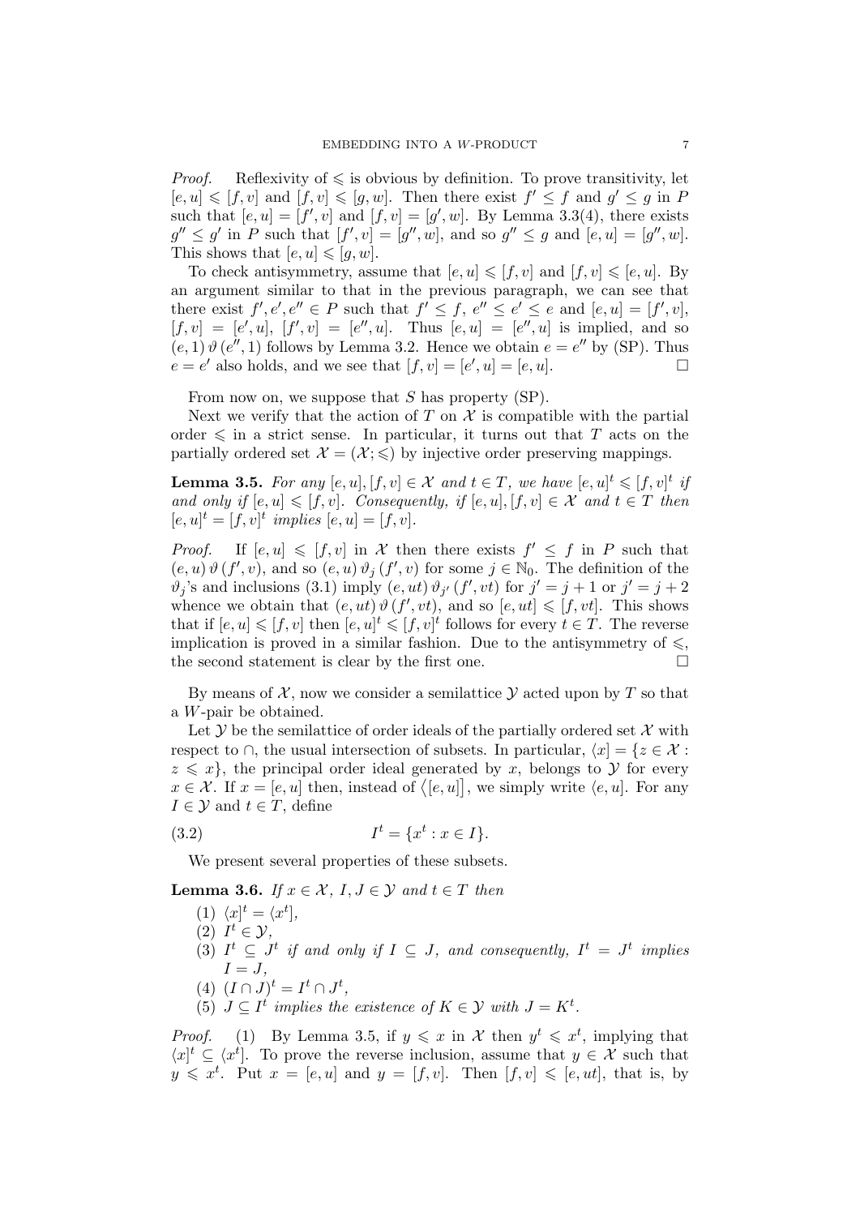*Proof.* Reflexivity of $\leqslant$ is obvious by definition. To prove transitivity, let $[e,u] \leqslant [f,v]$ and $[f,v] \leqslant [g,w]$. Then there exist $f' \leq f$ and $g' \leq g$ in $P$ such that $[e,u] = [f',v]$ and $[f,v] = [g',w]$. By Lemma 3.3(4), there exists $g'' \leq g'$ in $P$ such that $[f',v] = [g'',w]$, and so $g'' \leq g$ and $[e,u] = [g'',w]$. This shows that $[e,u] \leqslant [g,w]$.

To check antisymmetry, assume that $[e,u] \leqslant [f,v]$ and $[f,v] \leqslant [e,u]$. By an argument similar to that in the previous paragraph, we can see that there exist $f', e', e'' \in P$ such that $f' \leq f$, $e'' \leq e' \leq e$ and $[e,u] = [f',v]$, $[f,v] = [e',u]$, $[f',v] = [e'',u]$. Thus $[e,u] = [e'',u]$ is implied, and so $(e,1)\,\vartheta\,(e'',1)$ follows by Lemma 3.2. Hence we obtain $e = e''$ by (SP). Thus $e = e'$ also holds, and we see that $[f,v] = [e',u] = [e,u]$. $\square$

From now on, we suppose that $S$ has property (SP).

Next we verify that the action of $T$ on $\mathcal{X}$ is compatible with the partial order $\leqslant$ in a strict sense. In particular, it turns out that $T$ acts on the partially ordered set $\mathcal{X} = (\mathcal{X}; \leqslant)$ by injective order preserving mappings.

**Lemma 3.5.** *For any $[e,u], [f,v] \in \mathcal{X}$ and $t \in T$, we have $[e,u]^t \leqslant [f,v]^t$ if and only if $[e,u] \leqslant [f,v]$. Consequently, if $[e,u], [f,v] \in \mathcal{X}$ and $t \in T$ then $[e,u]^t = [f,v]^t$ implies $[e,u] = [f,v]$.*

*Proof.* If $[e,u] \leqslant [f,v]$ in $\mathcal{X}$ then there exists $f' \leq f$ in $P$ such that $(e,u)\,\vartheta\,(f',v)$, and so $(e,u)\,\vartheta_j\,(f',v)$ for some $j \in \mathbb{N}_0$. The definition of the $\vartheta_j$'s and inclusions (3.1) imply $(e,ut)\,\vartheta_{j'}\,(f',vt)$ for $j' = j+1$ or $j' = j+2$ whence we obtain that $(e,ut)\,\vartheta\,(f',vt)$, and so $[e,ut] \leqslant [f,vt]$. This shows that if $[e,u] \leqslant [f,v]$ then $[e,u]^t \leqslant [f,v]^t$ follows for every $t \in T$. The reverse implication is proved in a similar fashion. Due to the antisymmetry of $\leqslant$, the second statement is clear by the first one. $\square$

By means of $\mathcal{X}$, now we consider a semilattice $\mathcal{Y}$ acted upon by $T$ so that a $W$-pair be obtained.

Let $\mathcal{Y}$ be the semilattice of order ideals of the partially ordered set $\mathcal{X}$ with respect to $\cap$, the usual intersection of subsets. In particular, $\langle x] = \{z \in \mathcal{X} : z \leqslant x\}$, the principal order ideal generated by $x$, belongs to $\mathcal{Y}$ for every $x \in \mathcal{X}$. If $x = [e,u]$ then, instead of $\langle [e,u]]$, we simply write $\langle e,u]$. For any $I \in \mathcal{Y}$ and $t \in T$, define

$$I^t = \{x^t : x \in I\}. \tag{3.2}$$

We present several properties of these subsets.

**Lemma 3.6.** *If $x \in \mathcal{X}$, $I, J \in \mathcal{Y}$ and $t \in T$ then*

1. $\langle x]^t = \langle x^t]$,
2. $I^t \in \mathcal{Y}$,
3. $I^t \subseteq J^t$ *if and only if* $I \subseteq J$, *and consequently,* $I^t = J^t$ *implies* $I = J$,
4. $(I \cap J)^t = I^t \cap J^t$,
5. $J \subseteq I^t$ *implies the existence of* $K \in \mathcal{Y}$ *with* $J = K^t$.

*Proof.* (1) By Lemma 3.5, if $y \leqslant x$ in $\mathcal{X}$ then $y^t \leqslant x^t$, implying that $\langle x]^t \subseteq \langle x^t]$. To prove the reverse inclusion, assume that $y \in \mathcal{X}$ such that $y \leqslant x^t$. Put $x = [e,u]$ and $y = [f,v]$. Then $[f,v] \leqslant [e,ut]$, that is, by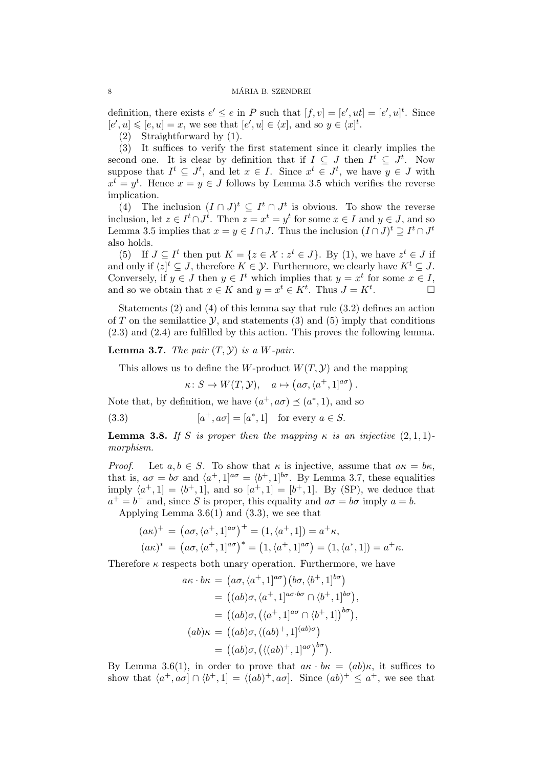definition, there exists $e' \leq e$ in $P$ such that $[f, v] = [e', ut] = [e', u]^t$. Since $[e', u] \leqslant [e, u] = x$, we see that $[e', u] \in \langle x]$, and so $y \in \langle x]^t$.

(2) Straightforward by (1).

(3) It suffices to verify the first statement since it clearly implies the second one. It is clear by definition that if $I \subseteq J$ then $I^t \subseteq J^t$. Now suppose that $I^t \subseteq J^t$, and let $x \in I$. Since $x^t \in J^t$, we have $y \in J$ with $x^t = y^t$. Hence $x = y \in J$ follows by Lemma 3.5 which verifies the reverse implication.

(4) The inclusion $(I \cap J)^t \subseteq I^t \cap J^t$ is obvious. To show the reverse inclusion, let $z \in I^t \cap J^t$. Then $z = x^t = y^t$ for some $x \in I$ and $y \in J$, and so Lemma 3.5 implies that $x = y \in I \cap J$. Thus the inclusion $(I \cap J)^t \supseteq I^t \cap J^t$ also holds.

(5) If $J \subseteq I^t$ then put $K = \{z \in \mathcal{X} : z^t \in J\}$. By (1), we have $z^t \in J$ if and only if $\langle z]^t \subseteq J$, therefore $K \in \mathcal{Y}$. Furthermore, we clearly have $K^t \subseteq J$. Conversely, if $y \in J$ then $y \in I^t$ which implies that $y = x^t$ for some $x \in I$, and so we obtain that $x \in K$ and $y = x^t \in K^t$. Thus $J = K^t$. $\square$

Statements (2) and (4) of this lemma say that rule (3.2) defines an action of $T$ on the semilattice $\mathcal{Y}$, and statements (3) and (5) imply that conditions (2.3) and (2.4) are fulfilled by this action. This proves the following lemma.

**Lemma 3.7.** *The pair $(T, \mathcal{Y})$ is a $W$-pair.*

This allows us to define the $W$-product $W(T, \mathcal{Y})$ and the mapping

$$\kappa \colon S \to W(T, \mathcal{Y}), \quad a \mapsto \left(a\sigma, \langle a^+, 1]^{a\sigma}\right).$$

Note that, by definition, we have $(a^+, a\sigma) \preceq (a^*, 1)$, and so

$$[a^+, a\sigma] = [a^*, 1] \quad \text{for every } a \in S. \tag{3.3}$$

**Lemma 3.8.** *If $S$ is proper then the mapping $\kappa$ is an injective $(2,1,1)$-morphism.*

*Proof.* Let $a, b \in S$. To show that $\kappa$ is injective, assume that $a\kappa = b\kappa$, that is, $a\sigma = b\sigma$ and $\langle a^+, 1]^{a\sigma} = \langle b^+, 1]^{b\sigma}$. By Lemma 3.7, these equalities imply $\langle a^+, 1] = \langle b^+, 1]$, and so $[a^+, 1] = [b^+, 1]$. By (SP), we deduce that $a^+ = b^+$ and, since $S$ is proper, this equality and $a\sigma = b\sigma$ imply $a = b$.

Applying Lemma 3.6(1) and (3.3), we see that

$$(a\kappa)^+ = \left(a\sigma, \langle a^+, 1]^{a\sigma}\right)^+ = (1, \langle a^+, 1]) = a^+\kappa,$$
$$(a\kappa)^* = \left(a\sigma, \langle a^+, 1]^{a\sigma}\right)^* = \left(1, \langle a^+, 1]^{a\sigma}\right) = (1, \langle a^*, 1]) = a^+\kappa.$$

Therefore $\kappa$ respects both unary operation. Furthermore, we have

$$\begin{aligned}
a\kappa \cdot b\kappa &= \left(a\sigma, \langle a^+, 1]^{a\sigma}\right)\left(b\sigma, \langle b^+, 1]^{b\sigma}\right) \\
&= \left((ab)\sigma, \langle a^+, 1]^{a\sigma \cdot b\sigma} \cap \langle b^+, 1]^{b\sigma}\right), \\
&= \left((ab)\sigma, \left(\langle a^+, 1]^{a\sigma} \cap \langle b^+, 1]\right)^{b\sigma}\right), \\
(ab)\kappa &= \left((ab)\sigma, \langle (ab)^+, 1]^{(ab)\sigma}\right) \\
&= \left((ab)\sigma, \left(\langle (ab)^+, 1]^{a\sigma}\right)^{b\sigma}\right).
\end{aligned}$$

By Lemma 3.6(1), in order to prove that $a\kappa \cdot b\kappa = (ab)\kappa$, it suffices to show that $\langle a^+, a\sigma] \cap \langle b^+, 1] = \langle (ab)^+, a\sigma]$. Since $(ab)^+ \leq a^+$, we see that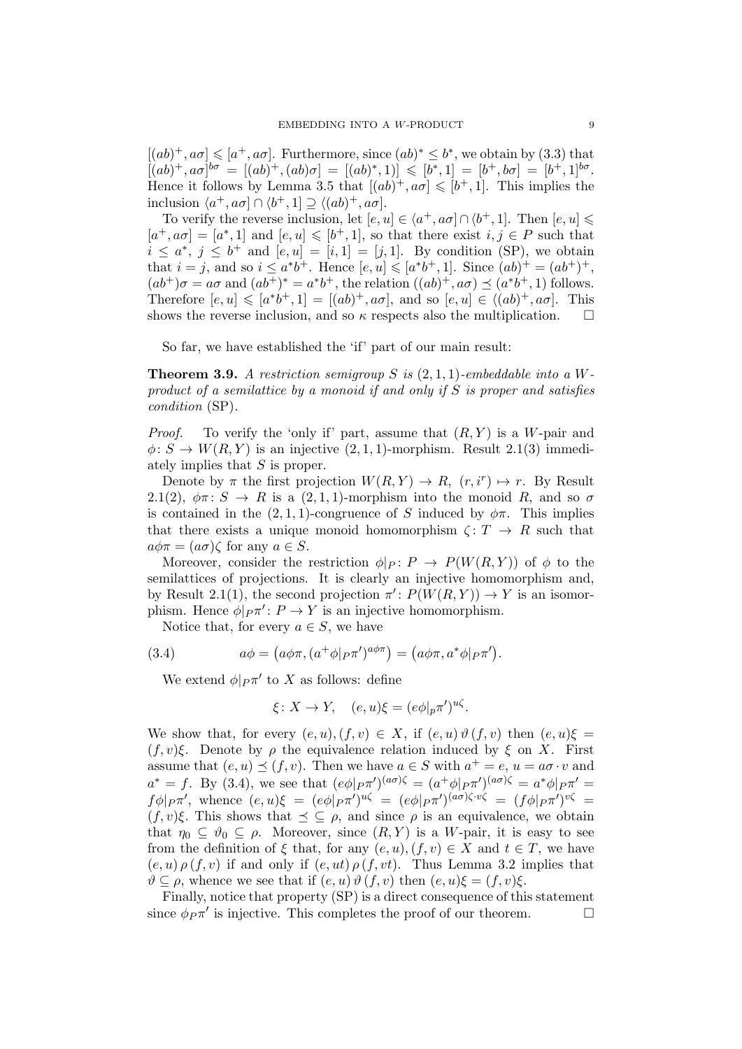$[(ab)^+, a\sigma] \leqslant [a^+, a\sigma]$. Furthermore, since $(ab)^* \leq b^*$, we obtain by (3.3) that $[(ab)^+, a\sigma]^{b\sigma} = [(ab)^+, (ab)\sigma] = [(ab)^*, 1)] \leqslant [b^*, 1] = [b^+, b\sigma] = [b^+, 1]^{b\sigma}$. Hence it follows by Lemma 3.5 that $[(ab)^+, a\sigma] \leqslant [b^+, 1]$. This implies the inclusion $\langle a^+, a\sigma] \cap \langle b^+, 1] \supseteq \langle (ab)^+, a\sigma]$.

To verify the reverse inclusion, let $[e, u] \in \langle a^+, a\sigma] \cap \langle b^+, 1]$. Then $[e, u] \leqslant [a^+, a\sigma] = [a^*, 1]$ and $[e, u] \leqslant [b^+, 1]$, so that there exist $i, j \in P$ such that $i \leq a^*$, $j \leq b^+$ and $[e, u] = [i, 1] = [j, 1]$. By condition (SP), we obtain that $i = j$, and so $i \leq a^* b^+$. Hence $[e, u] \leqslant [a^* b^+, 1]$. Since $(ab)^+ = (ab^+)^+$, $(ab^+)\sigma = a\sigma$ and $(ab^+)^* = a^* b^+$, the relation $((ab)^+, a\sigma) \preceq (a^* b^+, 1)$ follows. Therefore $[e, u] \leqslant [a^* b^+, 1] = [(ab)^+, a\sigma]$, and so $[e, u] \in \langle (ab)^+, a\sigma]$. This shows the reverse inclusion, and so $\kappa$ respects also the multiplication. $\square$

So far, we have established the 'if' part of our main result:

**Theorem 3.9.** *A restriction semigroup $S$ is $(2,1,1)$-embeddable into a $W$-product of a semilattice by a monoid if and only if $S$ is proper and satisfies condition* (SP).

*Proof.* To verify the 'only if' part, assume that $(R, Y)$ is a $W$-pair and $\phi\colon S \to W(R, Y)$ is an injective $(2,1,1)$-morphism. Result 2.1(3) immediately implies that $S$ is proper.

Denote by $\pi$ the first projection $W(R, Y) \to R$, $(r, i^r) \mapsto r$. By Result 2.1(2), $\phi\pi\colon S \to R$ is a $(2,1,1)$-morphism into the monoid $R$, and so $\sigma$ is contained in the $(2,1,1)$-congruence of $S$ induced by $\phi\pi$. This implies that there exists a unique monoid homomorphism $\zeta\colon T \to R$ such that $a\phi\pi = (a\sigma)\zeta$ for any $a \in S$.

Moreover, consider the restriction $\phi|_P\colon P \to P(W(R, Y))$ of $\phi$ to the semilattices of projections. It is clearly an injective homomorphism and, by Result 2.1(1), the second projection $\pi'\colon P(W(R, Y)) \to Y$ is an isomorphism. Hence $\phi|_P\pi'\colon P \to Y$ is an injective homomorphism.

Notice that, for every $a \in S$, we have

$$a\phi = \big(a\phi\pi, (a^+\phi|_P\pi')^{a\phi\pi}\big) = \big(a\phi\pi, a^*\phi|_P\pi'\big). \tag{3.4}$$

We extend $\phi|_P\pi'$ to $X$ as follows: define

$$\xi\colon X \to Y, \quad (e, u)\xi = (e\phi|_p\pi')^{u\zeta}.$$

We show that, for every $(e, u), (f, v) \in X$, if $(e, u)\,\vartheta\,(f, v)$ then $(e, u)\xi = (f, v)\xi$. Denote by $\rho$ the equivalence relation induced by $\xi$ on $X$. First assume that $(e, u) \preceq (f, v)$. Then we have $a \in S$ with $a^+ = e$, $u = a\sigma \cdot v$ and $a^* = f$. By (3.4), we see that $(e\phi|_P\pi')^{(a\sigma)\zeta} = (a^+\phi|_P\pi')^{(a\sigma)\zeta} = a^*\phi|_P\pi' = f\phi|_P\pi'$, whence $(e, u)\xi = (e\phi|_P\pi')^{u\zeta} = (e\phi|_P\pi')^{(a\sigma)\zeta \cdot v\zeta} = (f\phi|_P\pi')^{v\zeta} = (f, v)\xi$. This shows that $\preceq\, \subseteq \rho$, and since $\rho$ is an equivalence, we obtain that $\eta_0 \subseteq \vartheta_0 \subseteq \rho$. Moreover, since $(R, Y)$ is a $W$-pair, it is easy to see from the definition of $\xi$ that, for any $(e, u), (f, v) \in X$ and $t \in T$, we have $(e, u)\,\rho\,(f, v)$ if and only if $(e, ut)\,\rho\,(f, vt)$. Thus Lemma 3.2 implies that $\vartheta \subseteq \rho$, whence we see that if $(e, u)\,\vartheta\,(f, v)$ then $(e, u)\xi = (f, v)\xi$.

Finally, notice that property (SP) is a direct consequence of this statement since $\phi_P\pi'$ is injective. This completes the proof of our theorem. $\square$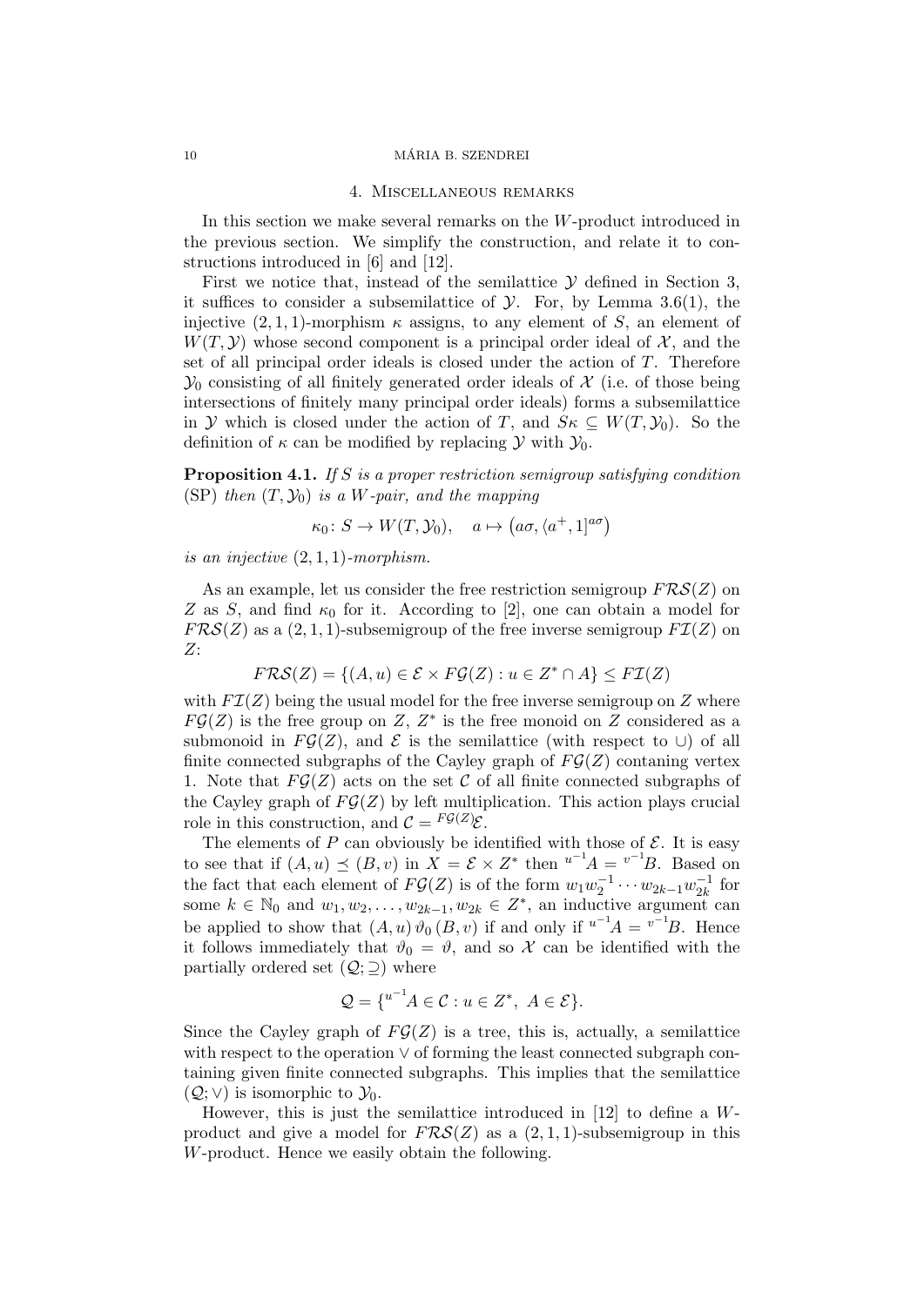## 4. Miscellaneous remarks

In this section we make several remarks on the $W$-product introduced in the previous section. We simplify the construction, and relate it to constructions introduced in [6] and [12].

First we notice that, instead of the semilattice $\mathcal{Y}$ defined in Section 3, it suffices to consider a subsemilattice of $\mathcal{Y}$. For, by Lemma 3.6(1), the injective $(2,1,1)$-morphism $\kappa$ assigns, to any element of $S$, an element of $W(T,\mathcal{Y})$ whose second component is a principal order ideal of $\mathcal{X}$, and the set of all principal order ideals is closed under the action of $T$. Therefore $\mathcal{Y}_0$ consisting of all finitely generated order ideals of $\mathcal{X}$ (i.e. of those being intersections of finitely many principal order ideals) forms a subsemilattice in $\mathcal{Y}$ which is closed under the action of $T$, and $S\kappa \subseteq W(T,\mathcal{Y}_0)$. So the definition of $\kappa$ can be modified by replacing $\mathcal{Y}$ with $\mathcal{Y}_0$.

**Proposition 4.1.** *If $S$ is a proper restriction semigroup satisfying condition* (SP) *then $(T,\mathcal{Y}_0)$ is a $W$-pair, and the mapping*

$$\kappa_0 \colon S \to W(T,\mathcal{Y}_0), \quad a \mapsto \big(a\sigma, \langle a^+, 1]^{a\sigma}\big)$$

*is an injective $(2,1,1)$-morphism.*

As an example, let us consider the free restriction semigroup $F\mathcal{RS}(Z)$ on $Z$ as $S$, and find $\kappa_0$ for it. According to [2], one can obtain a model for $F\mathcal{RS}(Z)$ as a $(2,1,1)$-subsemigroup of the free inverse semigroup $F\mathcal{I}(Z)$ on $Z$:

$$F\mathcal{RS}(Z) = \{(A,u) \in \mathcal{E} \times F\mathcal{G}(Z) : u \in Z^* \cap A\} \leq F\mathcal{I}(Z)$$

with $F\mathcal{I}(Z)$ being the usual model for the free inverse semigroup on $Z$ where $F\mathcal{G}(Z)$ is the free group on $Z$, $Z^*$ is the free monoid on $Z$ considered as a submonoid in $F\mathcal{G}(Z)$, and $\mathcal{E}$ is the semilattice (with respect to $\cup$) of all finite connected subgraphs of the Cayley graph of $F\mathcal{G}(Z)$ contaning vertex 1. Note that $F\mathcal{G}(Z)$ acts on the set $\mathcal{C}$ of all finite connected subgraphs of the Cayley graph of $F\mathcal{G}(Z)$ by left multiplication. This action plays crucial role in this construction, and $\mathcal{C} = {}^{F\mathcal{G}(Z)}\mathcal{E}$.

The elements of $P$ can obviously be identified with those of $\mathcal{E}$. It is easy to see that if $(A,u) \preceq (B,v)$ in $X = \mathcal{E} \times Z^*$ then ${}^{u^{-1}}A = {}^{v^{-1}}B$. Based on the fact that each element of $F\mathcal{G}(Z)$ is of the form $w_1 w_2^{-1} \cdots w_{2k-1} w_{2k}^{-1}$ for some $k \in \mathbb{N}_0$ and $w_1, w_2, \ldots, w_{2k-1}, w_{2k} \in Z^*$, an inductive argument can be applied to show that $(A,u)\,\vartheta_0\,(B,v)$ if and only if ${}^{u^{-1}}A = {}^{v^{-1}}B$. Hence it follows immediately that $\vartheta_0 = \vartheta$, and so $\mathcal{X}$ can be identified with the partially ordered set $(\mathcal{Q};\supseteq)$ where

$$\mathcal{Q} = \{{}^{u^{-1}}A \in \mathcal{C} : u \in Z^*,\ A \in \mathcal{E}\}.$$

Since the Cayley graph of $F\mathcal{G}(Z)$ is a tree, this is, actually, a semilattice with respect to the operation $\vee$ of forming the least connected subgraph containing given finite connected subgraphs. This implies that the semilattice $(\mathcal{Q};\vee)$ is isomorphic to $\mathcal{Y}_0$.

However, this is just the semilattice introduced in [12] to define a $W$-product and give a model for $F\mathcal{RS}(Z)$ as a $(2,1,1)$-subsemigroup in this $W$-product. Hence we easily obtain the following.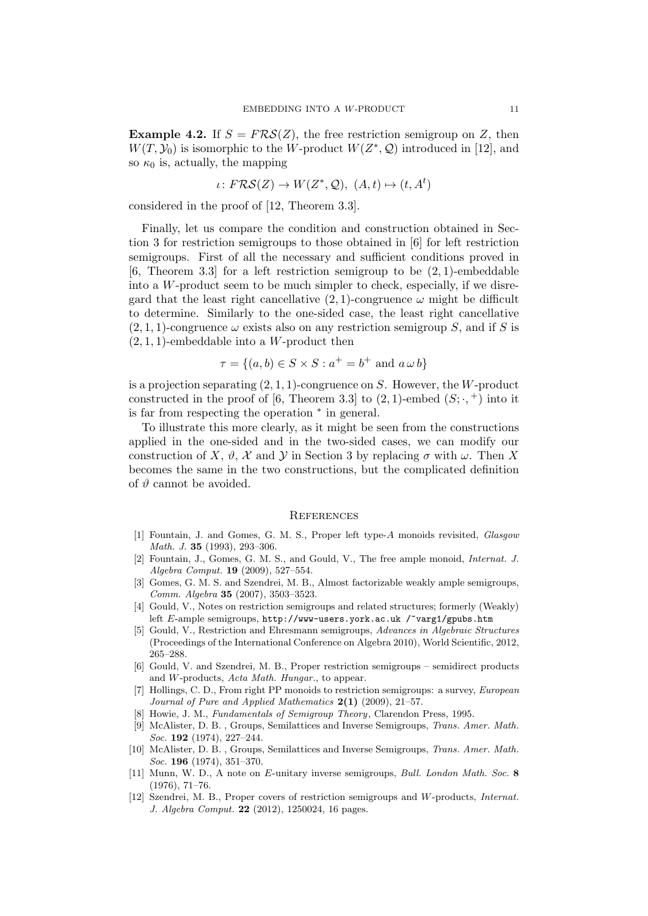**Example 4.2.** If $S = F\mathcal{RS}(Z)$, the free restriction semigroup on $Z$, then $W(T, \mathcal{Y}_0)$ is isomorphic to the $W$-product $W(Z^*, \mathcal{Q})$ introduced in [12], and so $\kappa_0$ is, actually, the mapping

$$\iota\colon F\mathcal{RS}(Z) \to W(Z^*, \mathcal{Q}),\ (A, t) \mapsto (t, A^t)$$

considered in the proof of [12, Theorem 3.3].

Finally, let us compare the condition and construction obtained in Section 3 for restriction semigroups to those obtained in [6] for left restriction semigroups. First of all the necessary and sufficient conditions proved in [6, Theorem 3.3] for a left restriction semigroup to be $(2, 1)$-embeddable into a $W$-product seem to be much simpler to check, especially, if we disregard that the least right cancellative $(2, 1)$-congruence $\omega$ might be difficult to determine. Similarly to the one-sided case, the least right cancellative $(2, 1, 1)$-congruence $\omega$ exists also on any restriction semigroup $S$, and if $S$ is $(2, 1, 1)$-embeddable into a $W$-product then

$$\tau = \{(a, b) \in S \times S : a^+ = b^+ \text{ and } a\,\omega\, b\}$$

is a projection separating $(2, 1, 1)$-congruence on $S$. However, the $W$-product constructed in the proof of [6, Theorem 3.3] to $(2, 1)$-embed $(S; \cdot, ^+)$ into it is far from respecting the operation $^*$ in general.

To illustrate this more clearly, as it might be seen from the constructions applied in the one-sided and in the two-sided cases, we can modify our construction of $X$, $\vartheta$, $\mathcal{X}$ and $\mathcal{Y}$ in Section 3 by replacing $\sigma$ with $\omega$. Then $X$ becomes the same in the two constructions, but the complicated definition of $\vartheta$ cannot be avoided.

## References

[1] Fountain, J. and Gomes, G. M. S., Proper left type-$A$ monoids revisited, *Glasgow Math. J.* **35** (1993), 293–306.

[2] Fountain, J., Gomes, G. M. S., and Gould, V., The free ample monoid, *Internat. J. Algebra Comput.* **19** (2009), 527–554.

[3] Gomes, G. M. S. and Szendrei, M. B., Almost factorizable weakly ample semigroups, *Comm. Algebra* **35** (2007), 3503–3523.

[4] Gould, V., Notes on restriction semigroups and related structures; formerly (Weakly) left $E$-ample semigroups, `http://www-users.york.ac.uk /~varg1/gpubs.htm`

[5] Gould, V., Restriction and Ehresmann semigroups, *Advances in Algebraic Structures* (Proceedings of the International Conference on Algebra 2010), World Scientific, 2012, 265–288.

[6] Gould, V. and Szendrei, M. B., Proper restriction semigroups – semidirect products and $W$-products, *Acta Math. Hungar.*, to appear.

[7] Hollings, C. D., From right PP monoids to restriction semigroups: a survey, *European Journal of Pure and Applied Mathematics* **2(1)** (2009), 21–57.

[8] Howie, J. M., *Fundamentals of Semigroup Theory*, Clarendon Press, 1995.

[9] McAlister, D. B. , Groups, Semilattices and Inverse Semigroups, *Trans. Amer. Math. Soc.* **192** (1974), 227–244.

[10] McAlister, D. B. , Groups, Semilattices and Inverse Semigroups, *Trans. Amer. Math. Soc.* **196** (1974), 351–370.

[11] Munn, W. D., A note on $E$-unitary inverse semigroups, *Bull. London Math. Soc.* **8** (1976), 71–76.

[12] Szendrei, M. B., Proper covers of restriction semigroups and $W$-products, *Internat. J. Algebra Comput.* **22** (2012), 1250024, 16 pages.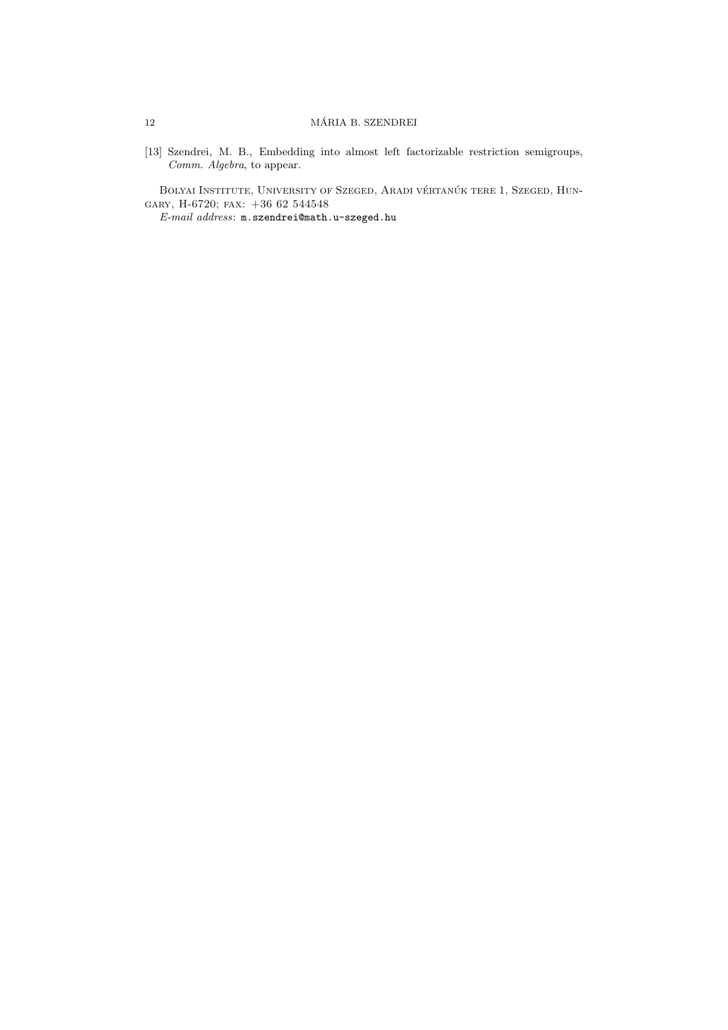[13] Szendrei, M. B., Embedding into almost left factorizable restriction semigroups, *Comm. Algebra*, to appear.

Bolyai Institute, University of Szeged, Aradi vértanúk tere 1, Szeged, Hungary, H-6720; fax: +36 62 544548

*E-mail address*: `m.szendrei@math.u-szeged.hu`